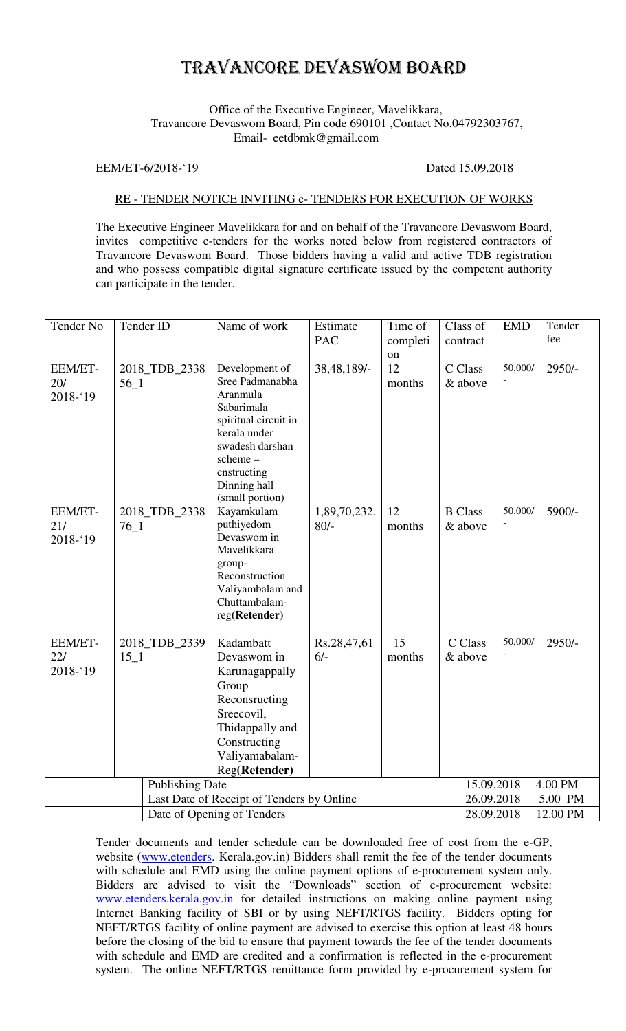# TRAVANCORE DEVASWOM BOARD

Office of the Executive Engineer, Mavelikkara,
Travancore Devaswom Board, Pin code 690101 ,Contact No.04792303767,
Email- eetdbmk@gmail.com

EEM/ET-6/2018-'19 Dated 15.09.2018

RE - TENDER NOTICE INVITING e- TENDERS FOR EXECUTION OF WORKS

The Executive Engineer Mavelikkara for and on behalf of the Travancore Devaswom Board, invites competitive e-tenders for the works noted below from registered contractors of Travancore Devaswom Board. Those bidders having a valid and active TDB registration and who possess compatible digital signature certificate issued by the competent authority can participate in the tender.

| Tender No | Tender ID | Name of work | Estimate PAC | Time of completion | Class of contract | EMD | Tender fee |
|---|---|---|---|---|---|---|---|
| EEM/ET-20/ 2018-'19 | 2018_TDB_233856_1 | Development of Sree Padmanabha Aranmula Sabarimala spiritual circuit in kerala under swadesh darshan scheme – cnstructing Dinning hall (small portion) | 38,48,189/- | 12 months | C Class & above | 50,000/- | 2950/- |
| EEM/ET-21/ 2018-'19 | 2018_TDB_233876_1 | Kayamkulam puthiyedom Devaswom in Mavelikkara group- Reconstruction Valiyambalam and Chuttambalam-reg(**Retender**) | 1,89,70,232.80/- | 12 months | B Class & above | 50,000/- | 5900/- |
| EEM/ET-22/ 2018-'19 | 2018_TDB_233915_1 | Kadambatt Devaswom in Karunagappally Group Reconsructing Sreecovil, Thidappally and Constructing Valiyamabalam-Reg(**Retender**) | Rs.28,47,616/- | 15 months | C Class & above | 50,000/- | 2950/- |
| | Publishing Date | | | | | 15.09.2018 | 4.00 PM |
| | Last Date of Receipt of Tenders by Online | | | | | 26.09.2018 | 5.00 PM |
| | Date of Opening of Tenders | | | | | 28.09.2018 | 12.00 PM |

Tender documents and tender schedule can be downloaded free of cost from the e-GP, website (www.etenders. Kerala.gov.in) Bidders shall remit the fee of the tender documents with schedule and EMD using the online payment options of e-procurement system only. Bidders are advised to visit the "Downloads" section of e-procurement website: www.etenders.kerala.gov.in for detailed instructions on making online payment using Internet Banking facility of SBI or by using NEFT/RTGS facility. Bidders opting for NEFT/RTGS facility of online payment are advised to exercise this option at least 48 hours before the closing of the bid to ensure that payment towards the fee of the tender documents with schedule and EMD are credited and a confirmation is reflected in the e-procurement system. The online NEFT/RTGS remittance form provided by e-procurement system for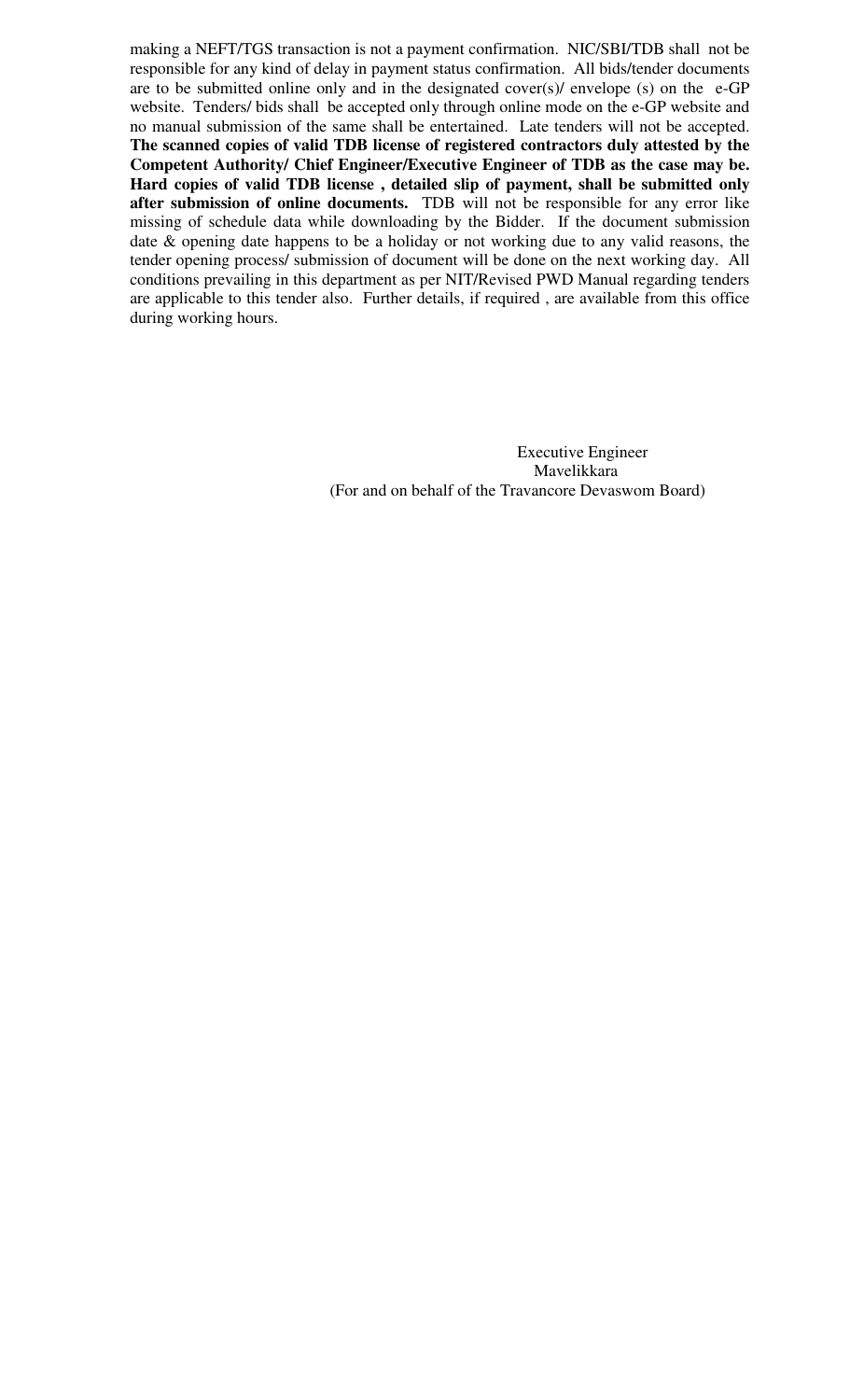making a NEFT/TGS transaction is not a payment confirmation. NIC/SBI/TDB shall not be responsible for any kind of delay in payment status confirmation. All bids/tender documents are to be submitted online only and in the designated cover(s)/ envelope (s) on the e-GP website. Tenders/ bids shall be accepted only through online mode on the e-GP website and no manual submission of the same shall be entertained. Late tenders will not be accepted. **The scanned copies of valid TDB license of registered contractors duly attested by the Competent Authority/ Chief Engineer/Executive Engineer of TDB as the case may be. Hard copies of valid TDB license , detailed slip of payment, shall be submitted only after submission of online documents.** TDB will not be responsible for any error like missing of schedule data while downloading by the Bidder. If the document submission date & opening date happens to be a holiday or not working due to any valid reasons, the tender opening process/ submission of document will be done on the next working day. All conditions prevailing in this department as per NIT/Revised PWD Manual regarding tenders are applicable to this tender also. Further details, if required , are available from this office during working hours.

Executive Engineer
Mavelikkara
(For and on behalf of the Travancore Devaswom Board)